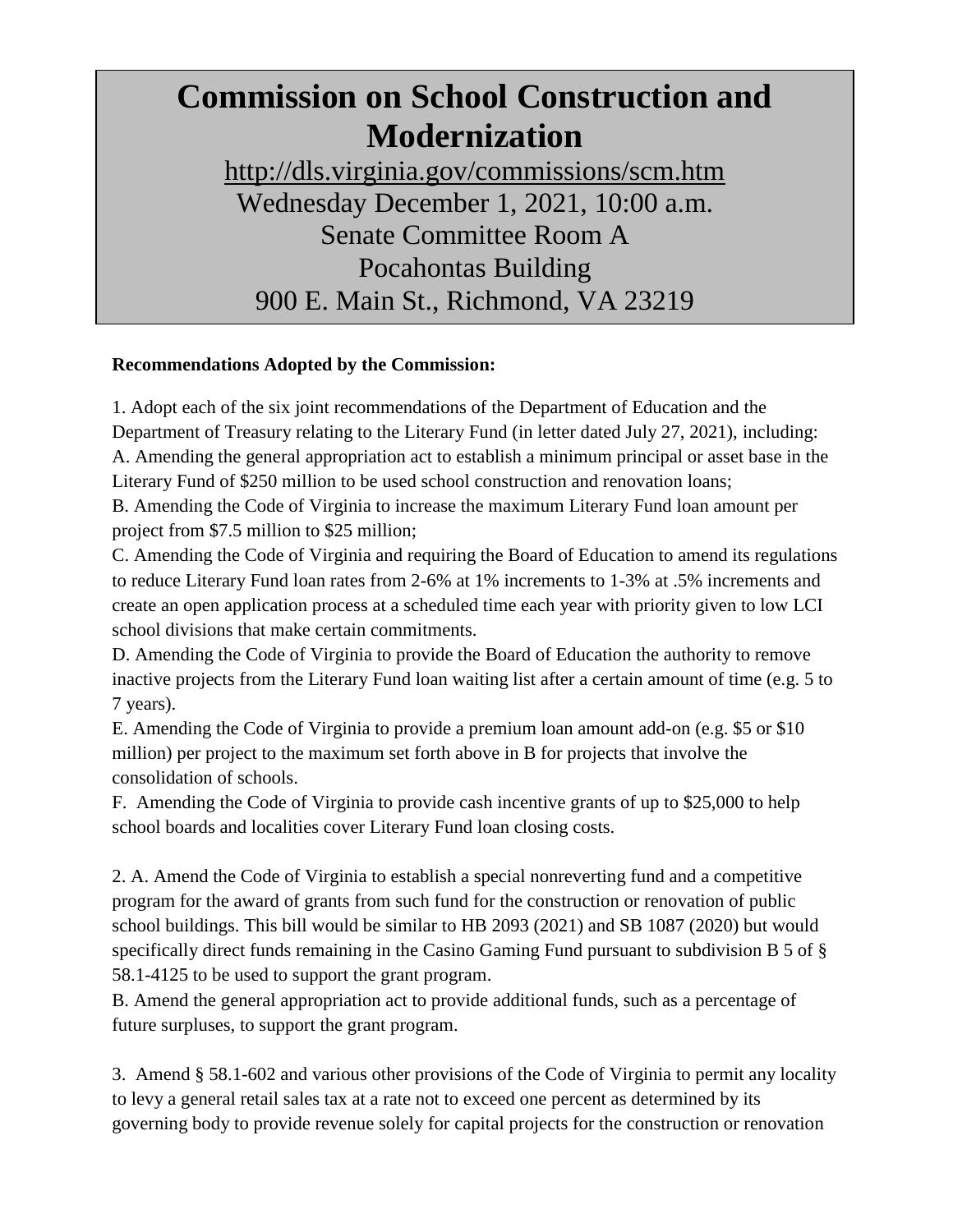# Commission on School Construction and Modernization

http://dls.virginia.gov/commissions/scm.htm
Wednesday December 1, 2021, 10:00 a.m.
Senate Committee Room A
Pocahontas Building
900 E. Main St., Richmond, VA 23219

**Recommendations Adopted by the Commission:**

1. Adopt each of the six joint recommendations of the Department of Education and the Department of Treasury relating to the Literary Fund (in letter dated July 27, 2021), including:
A. Amending the general appropriation act to establish a minimum principal or asset base in the Literary Fund of $250 million to be used school construction and renovation loans;
B. Amending the Code of Virginia to increase the maximum Literary Fund loan amount per project from $7.5 million to $25 million;
C. Amending the Code of Virginia and requiring the Board of Education to amend its regulations to reduce Literary Fund loan rates from 2-6% at 1% increments to 1-3% at .5% increments and create an open application process at a scheduled time each year with priority given to low LCI school divisions that make certain commitments.
D. Amending the Code of Virginia to provide the Board of Education the authority to remove inactive projects from the Literary Fund loan waiting list after a certain amount of time (e.g. 5 to 7 years).
E. Amending the Code of Virginia to provide a premium loan amount add-on (e.g. $5 or $10 million) per project to the maximum set forth above in B for projects that involve the consolidation of schools.
F. Amending the Code of Virginia to provide cash incentive grants of up to $25,000 to help school boards and localities cover Literary Fund loan closing costs.

2. A. Amend the Code of Virginia to establish a special nonreverting fund and a competitive program for the award of grants from such fund for the construction or renovation of public school buildings. This bill would be similar to HB 2093 (2021) and SB 1087 (2020) but would specifically direct funds remaining in the Casino Gaming Fund pursuant to subdivision B 5 of § 58.1-4125 to be used to support the grant program.
B. Amend the general appropriation act to provide additional funds, such as a percentage of future surpluses, to support the grant program.

3. Amend § 58.1-602 and various other provisions of the Code of Virginia to permit any locality to levy a general retail sales tax at a rate not to exceed one percent as determined by its governing body to provide revenue solely for capital projects for the construction or renovation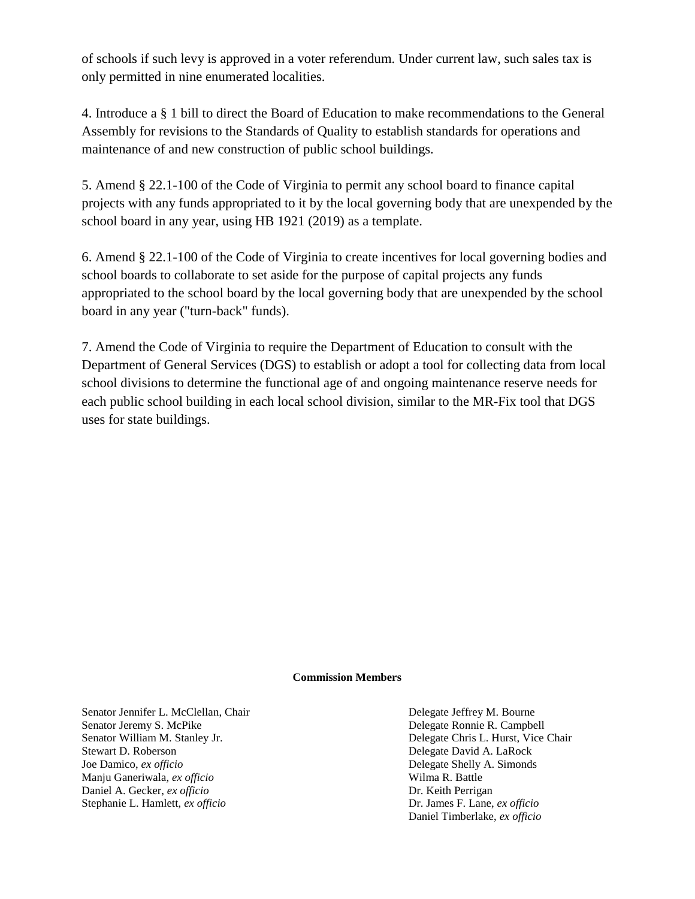of schools if such levy is approved in a voter referendum. Under current law, such sales tax is only permitted in nine enumerated localities.

4. Introduce a § 1 bill to direct the Board of Education to make recommendations to the General Assembly for revisions to the Standards of Quality to establish standards for operations and maintenance of and new construction of public school buildings.

5. Amend § 22.1-100 of the Code of Virginia to permit any school board to finance capital projects with any funds appropriated to it by the local governing body that are unexpended by the school board in any year, using HB 1921 (2019) as a template.

6. Amend § 22.1-100 of the Code of Virginia to create incentives for local governing bodies and school boards to collaborate to set aside for the purpose of capital projects any funds appropriated to the school board by the local governing body that are unexpended by the school board in any year ("turn-back" funds).

7. Amend the Code of Virginia to require the Department of Education to consult with the Department of General Services (DGS) to establish or adopt a tool for collecting data from local school divisions to determine the functional age of and ongoing maintenance reserve needs for each public school building in each local school division, similar to the MR-Fix tool that DGS uses for state buildings.

**Commission Members**

Senator Jennifer L. McClellan, Chair
Senator Jeremy S. McPike
Senator William M. Stanley Jr.
Stewart D. Roberson
Joe Damico, *ex officio*
Manju Ganeriwala, *ex officio*
Daniel A. Gecker, *ex officio*
Stephanie L. Hamlett, *ex officio*

Delegate Jeffrey M. Bourne
Delegate Ronnie R. Campbell
Delegate Chris L. Hurst, Vice Chair
Delegate David A. LaRock
Delegate Shelly A. Simonds
Wilma R. Battle
Dr. Keith Perrigan
Dr. James F. Lane, *ex officio*
Daniel Timberlake, *ex officio*